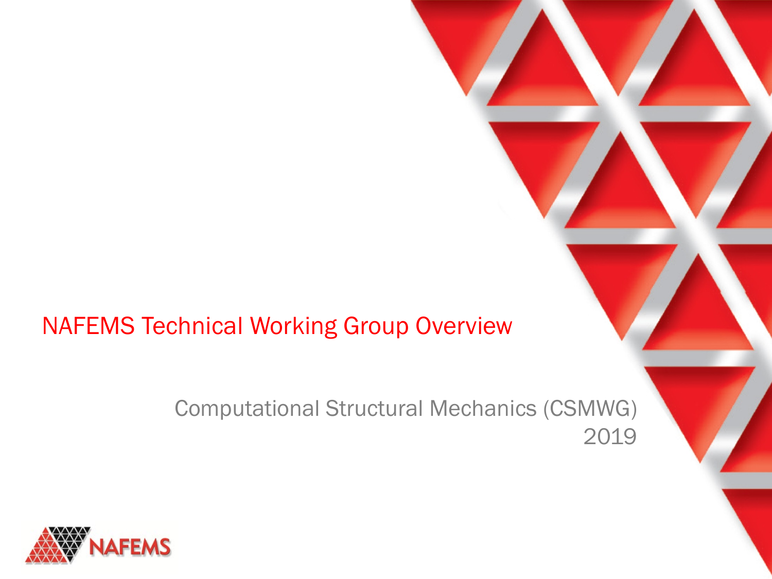# NAFEMS Technical Working Group Overview

Computational Structural Mechanics (CSMWG)
2019

NAFEMS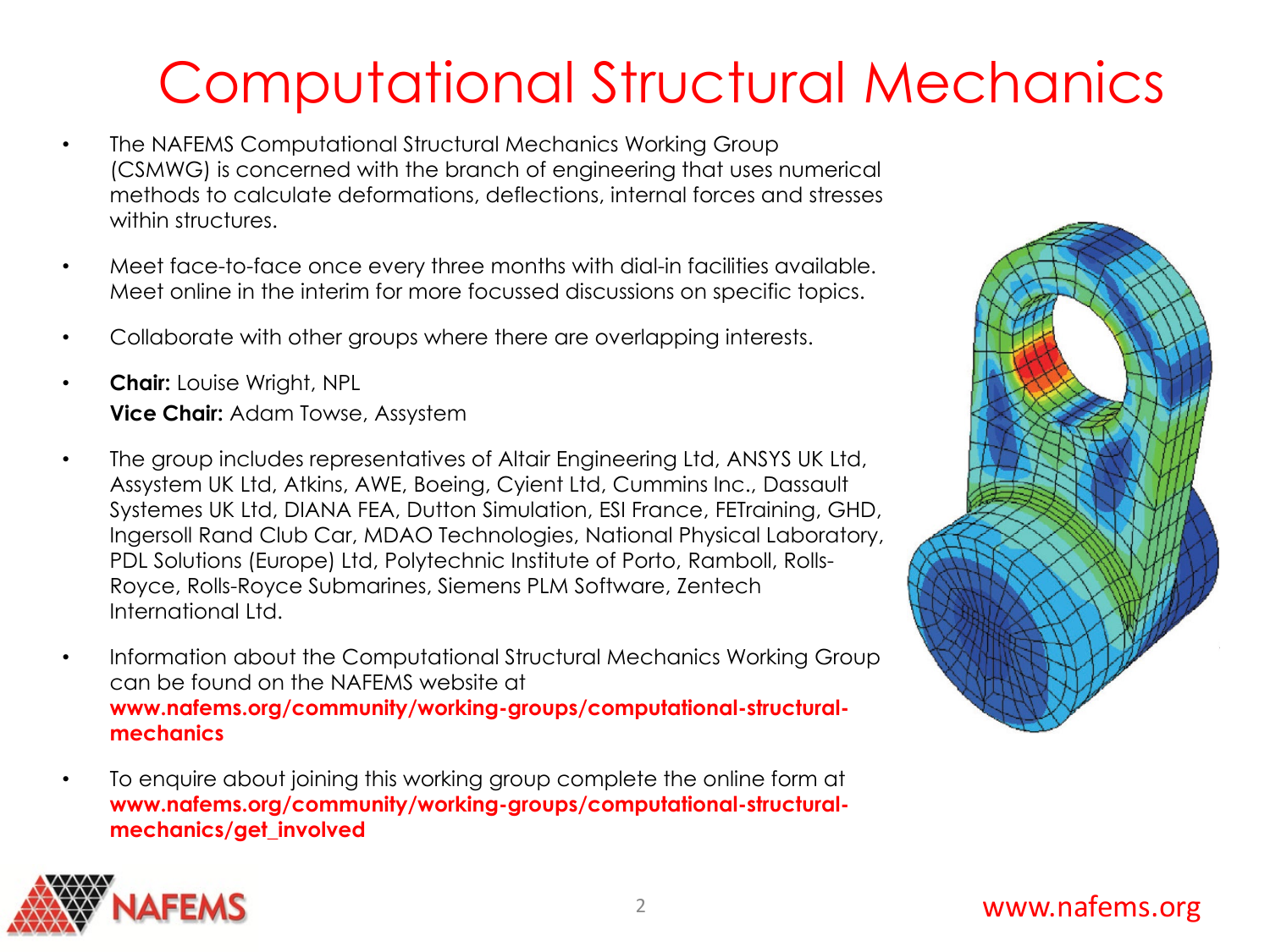# Computational Structural Mechanics

- The NAFEMS Computational Structural Mechanics Working Group (CSMWG) is concerned with the branch of engineering that uses numerical methods to calculate deformations, deflections, internal forces and stresses within structures.
- Meet face-to-face once every three months with dial-in facilities available. Meet online in the interim for more focussed discussions on specific topics.
- Collaborate with other groups where there are overlapping interests.
- **Chair:** Louise Wright, NPL
  **Vice Chair:** Adam Towse, Assystem
- The group includes representatives of Altair Engineering Ltd, ANSYS UK Ltd, Assystem UK Ltd, Atkins, AWE, Boeing, Cyient Ltd, Cummins Inc., Dassault Systemes UK Ltd, DIANA FEA, Dutton Simulation, ESI France, FETraining, GHD, Ingersoll Rand Club Car, MDAO Technologies, National Physical Laboratory, PDL Solutions (Europe) Ltd, Polytechnic Institute of Porto, Ramboll, Rolls-Royce, Rolls-Royce Submarines, Siemens PLM Software, Zentech International Ltd.
- Information about the Computational Structural Mechanics Working Group can be found on the NAFEMS website at **www.nafems.org/community/working-groups/computational-structural-mechanics**
- To enquire about joining this working group complete the online form at **www.nafems.org/community/working-groups/computational-structural-mechanics/get_involved**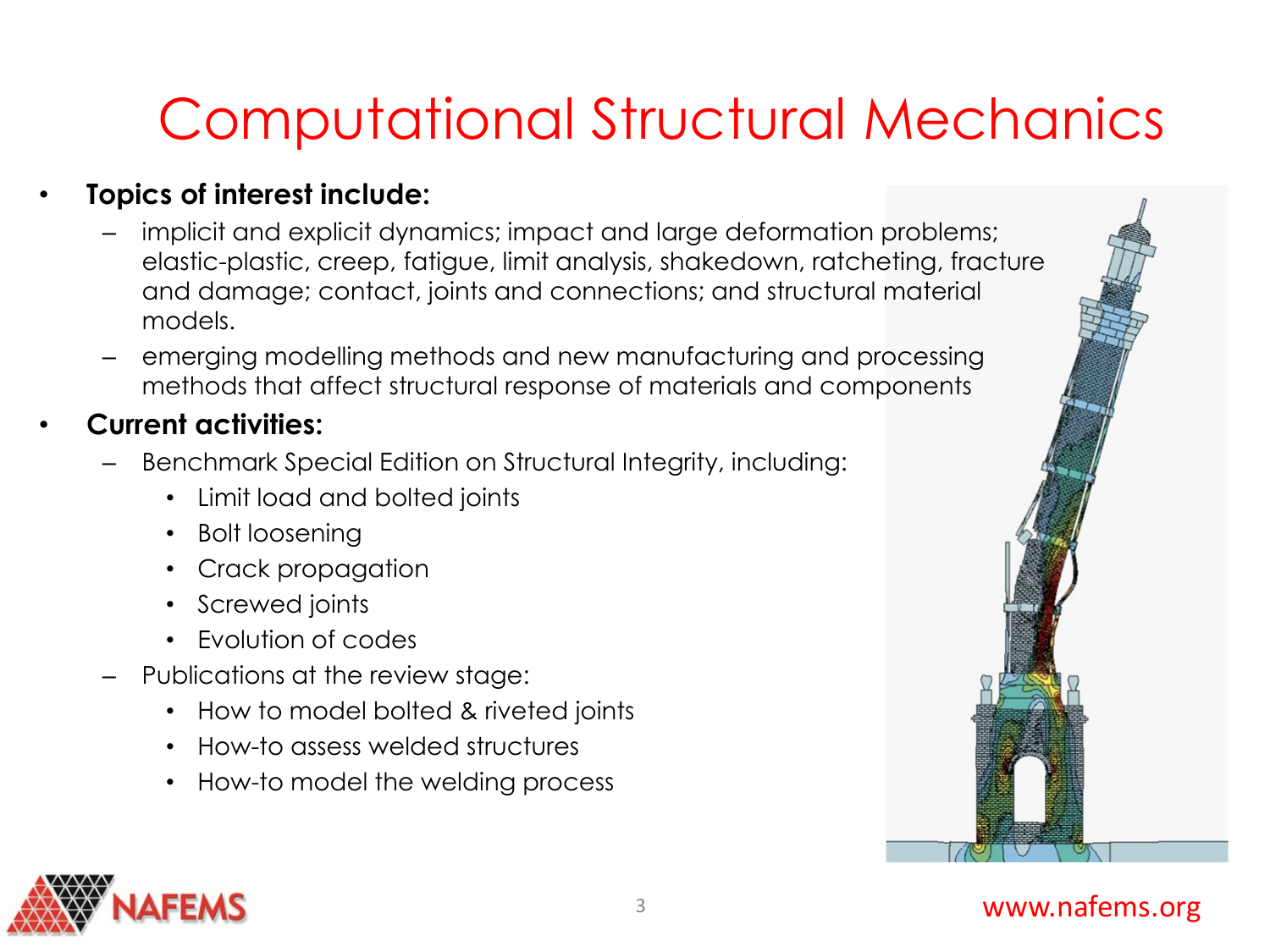# Computational Structural Mechanics

- **Topics of interest include:**
  - implicit and explicit dynamics; impact and large deformation problems; elastic-plastic, creep, fatigue, limit analysis, shakedown, ratcheting, fracture and damage; contact, joints and connections; and structural material models.
  - emerging modelling methods and new manufacturing and processing methods that affect structural response of materials and components
- **Current activities:**
  - Benchmark Special Edition on Structural Integrity, including:
    - Limit load and bolted joints
    - Bolt loosening
    - Crack propagation
    - Screwed joints
    - Evolution of codes
  - Publications at the review stage:
    - How to model bolted & riveted joints
    - How-to assess welded structures
    - How-to model the welding process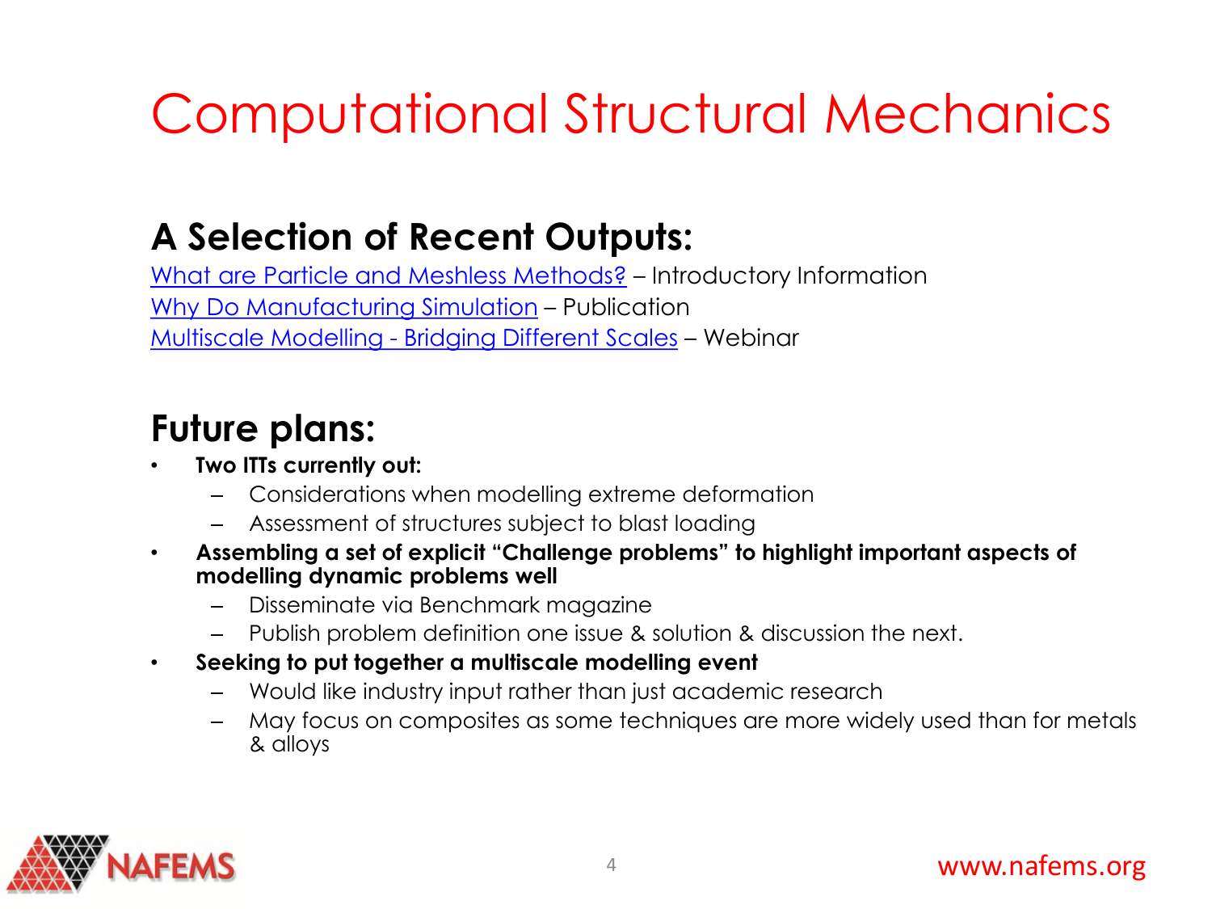# Computational Structural Mechanics

## A Selection of Recent Outputs:

What are Particle and Meshless Methods? – Introductory Information
Why Do Manufacturing Simulation – Publication
Multiscale Modelling - Bridging Different Scales – Webinar

## Future plans:

- **Two ITTs currently out:**
  - Considerations when modelling extreme deformation
  - Assessment of structures subject to blast loading
- **Assembling a set of explicit "Challenge problems" to highlight important aspects of modelling dynamic problems well**
  - Disseminate via Benchmark magazine
  - Publish problem definition one issue & solution & discussion the next.
- **Seeking to put together a multiscale modelling event**
  - Would like industry input rather than just academic research
  - May focus on composites as some techniques are more widely used than for metals & alloys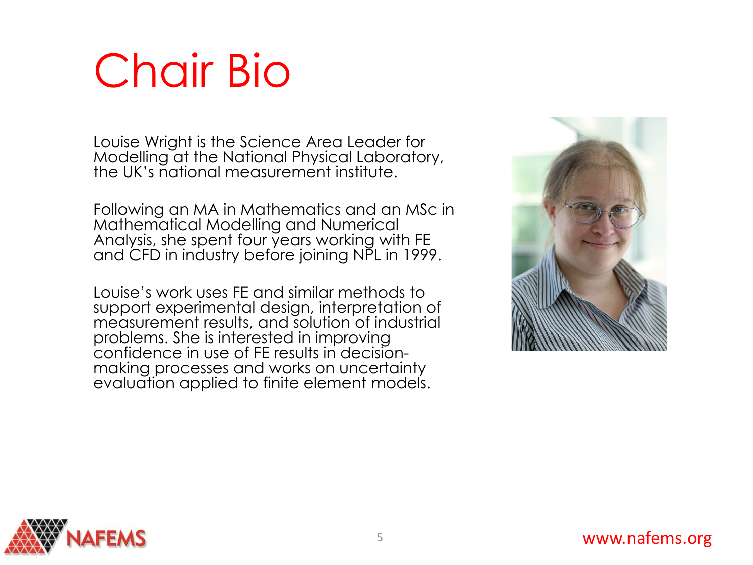# Chair Bio

Louise Wright is the Science Area Leader for Modelling at the National Physical Laboratory, the UK's national measurement institute.

Following an MA in Mathematics and an MSc in Mathematical Modelling and Numerical Analysis, she spent four years working with FE and CFD in industry before joining NPL in 1999.

Louise's work uses FE and similar methods to support experimental design, interpretation of measurement results, and solution of industrial problems. She is interested in improving confidence in use of FE results in decision-making processes and works on uncertainty evaluation applied to finite element models.